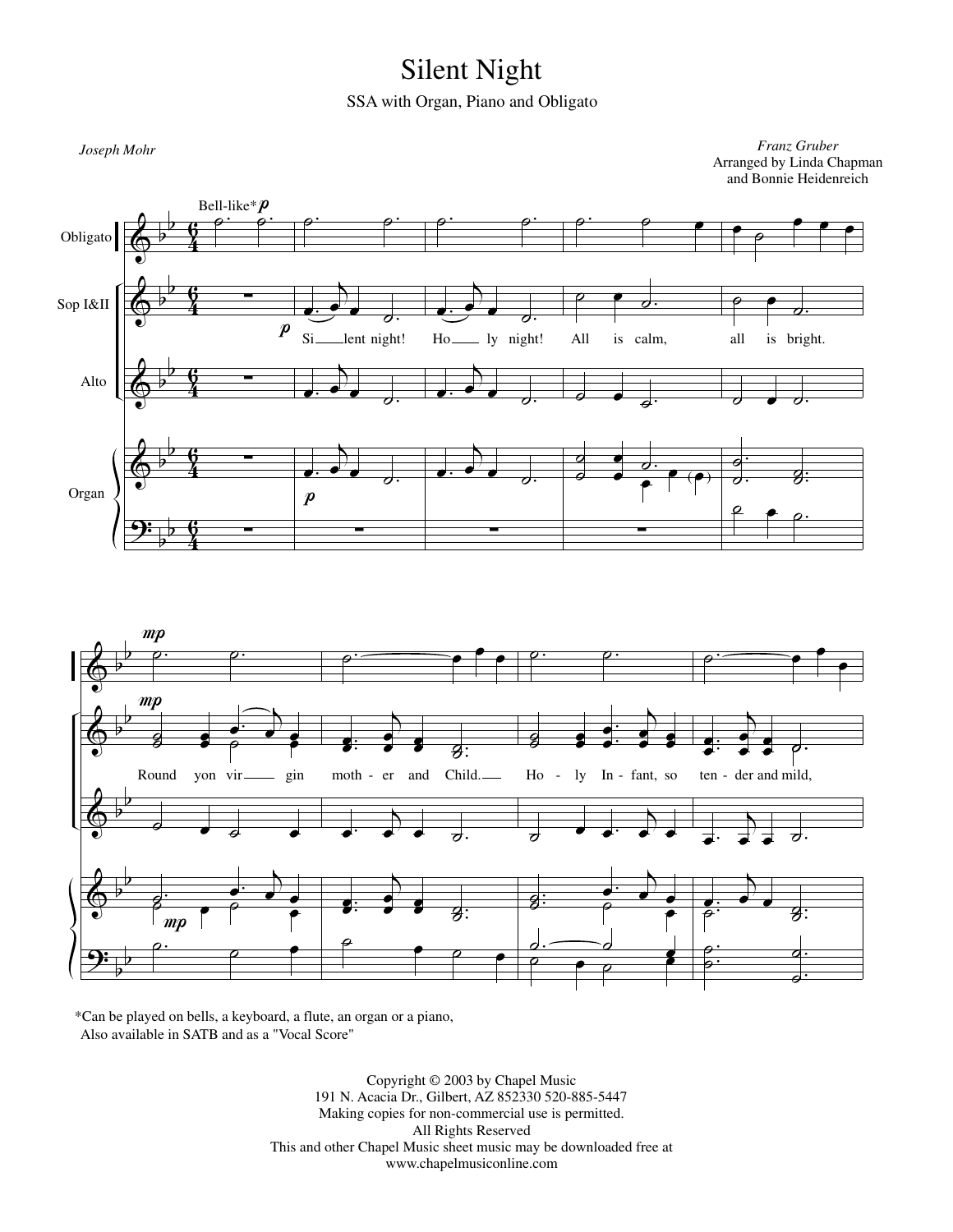# Silent Night

SSA with Organ, Piano and Obligato

*Joseph Mohr*

*Franz Gruber*
Arranged by Linda Chapman
and Bonnie Heidenreich

*Can be played on bells, a keyboard, a flute, an organ or a piano,
Also available in SATB and as a "Vocal Score"

Copyright © 2003 by Chapel Music
191 N. Acacia Dr., Gilbert, AZ 852330 520-885-5447
Making copies for non-commercial use is permitted.
All Rights Reserved
This and other Chapel Music sheet music may be downloaded free at
www.chapelmusiconline.com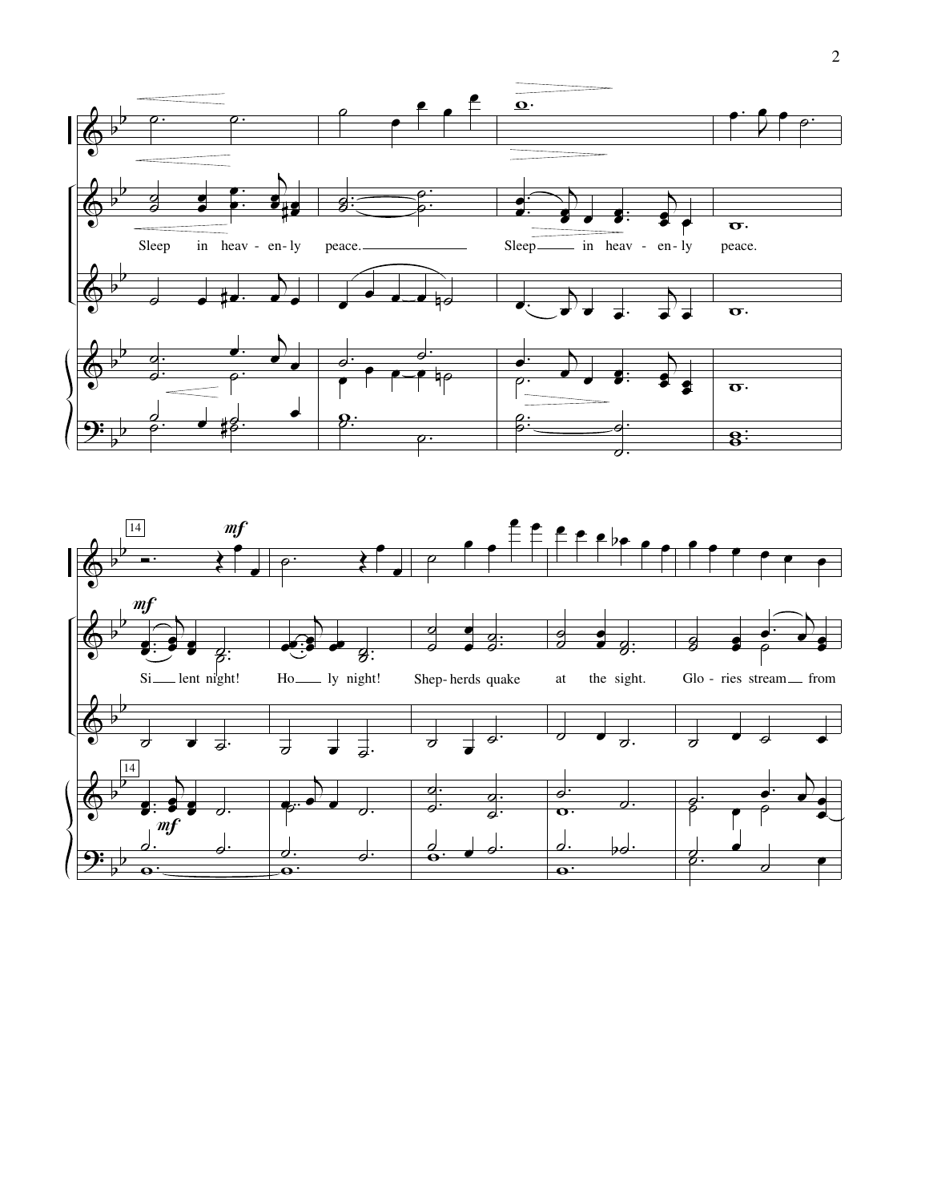Sleep in heav - en - ly peace. Sleep in heav - en - ly peace.

14

*mf*

Si lent night! Ho ly night! Shep - herds quake at the sight. Glo - ries stream from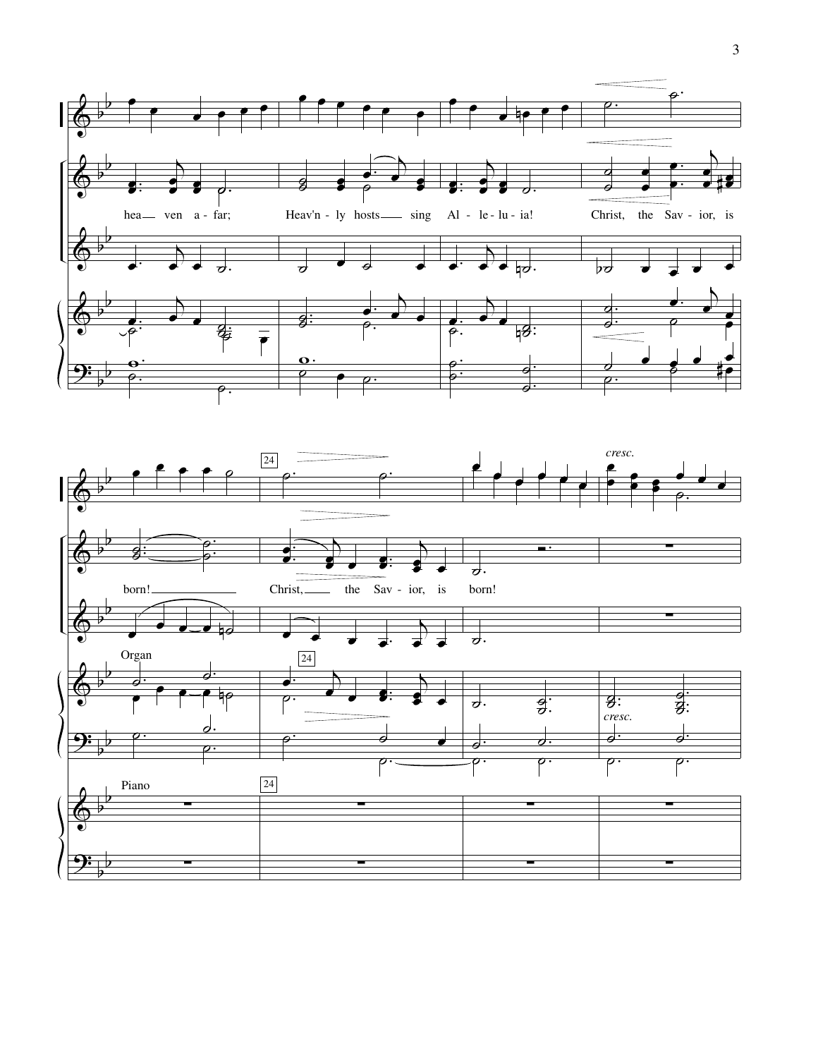hea — ven a - far; Heav'n - ly hosts — sing Al - le - lu - ia! Christ, the Sav - ior, is

born! — Christ, — the Sav - ior, is born!

Organ

24

*cresc.*

Piano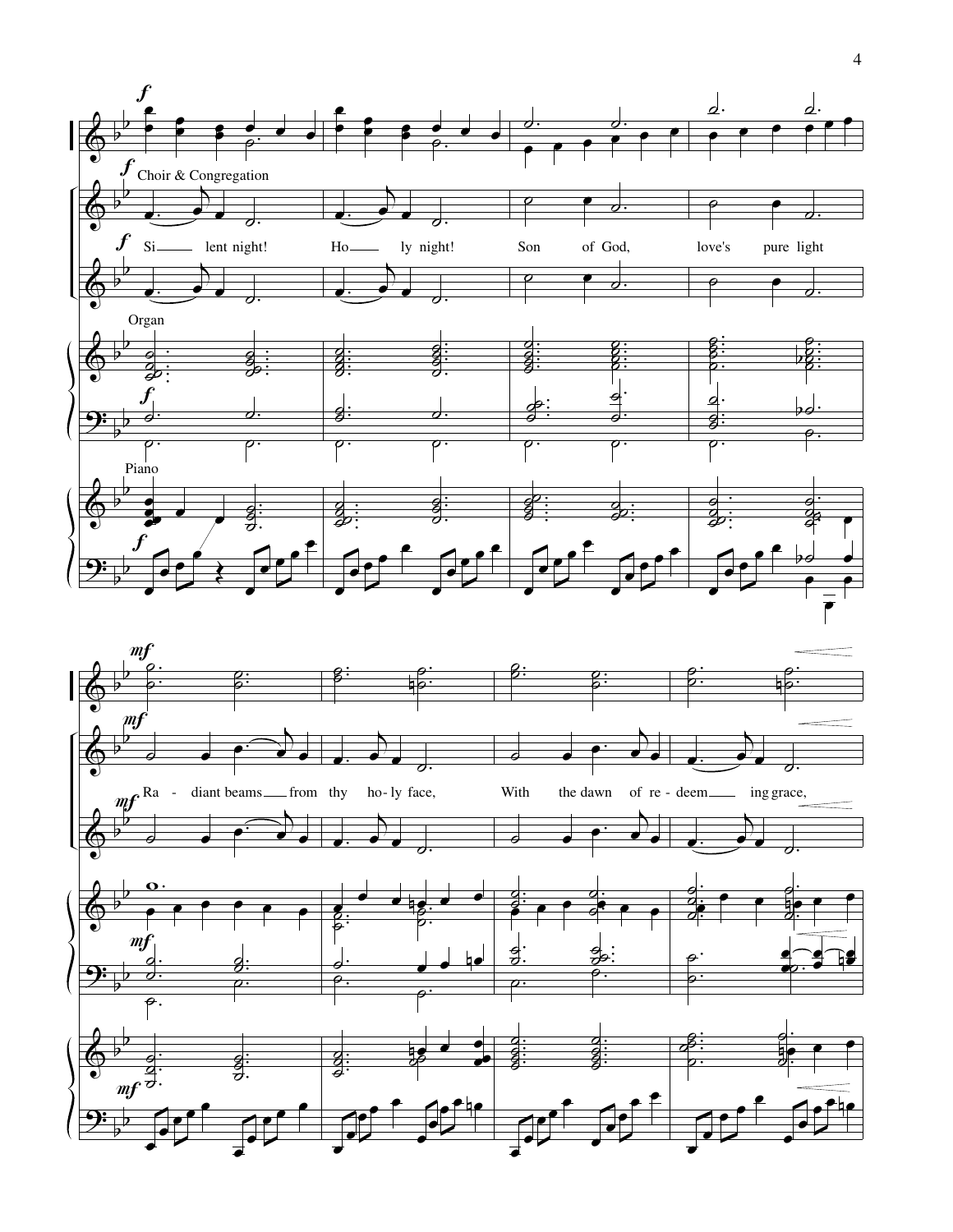*f* Choir & Congregation

Si - lent night! Ho - ly night! Son of God, love's pure light

Organ

Piano

*mf*

Ra - diant beams from thy ho - ly face, With the dawn of re - deem - ing grace,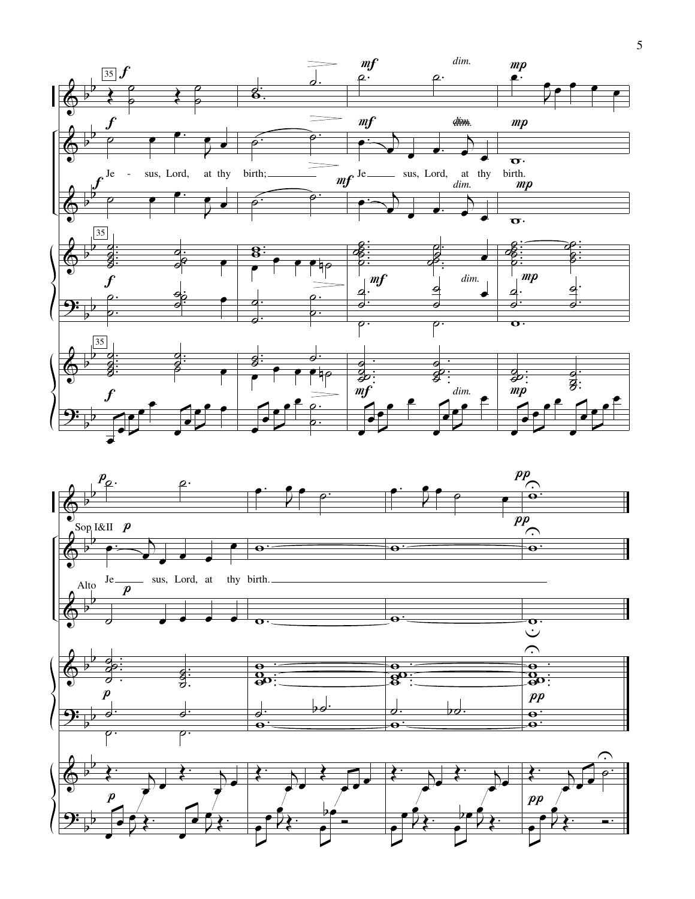Je - sus, Lord, at thy birth; Je sus, Lord, at thy birth.

Sop I&II

Je sus, Lord, at thy birth.

Alto